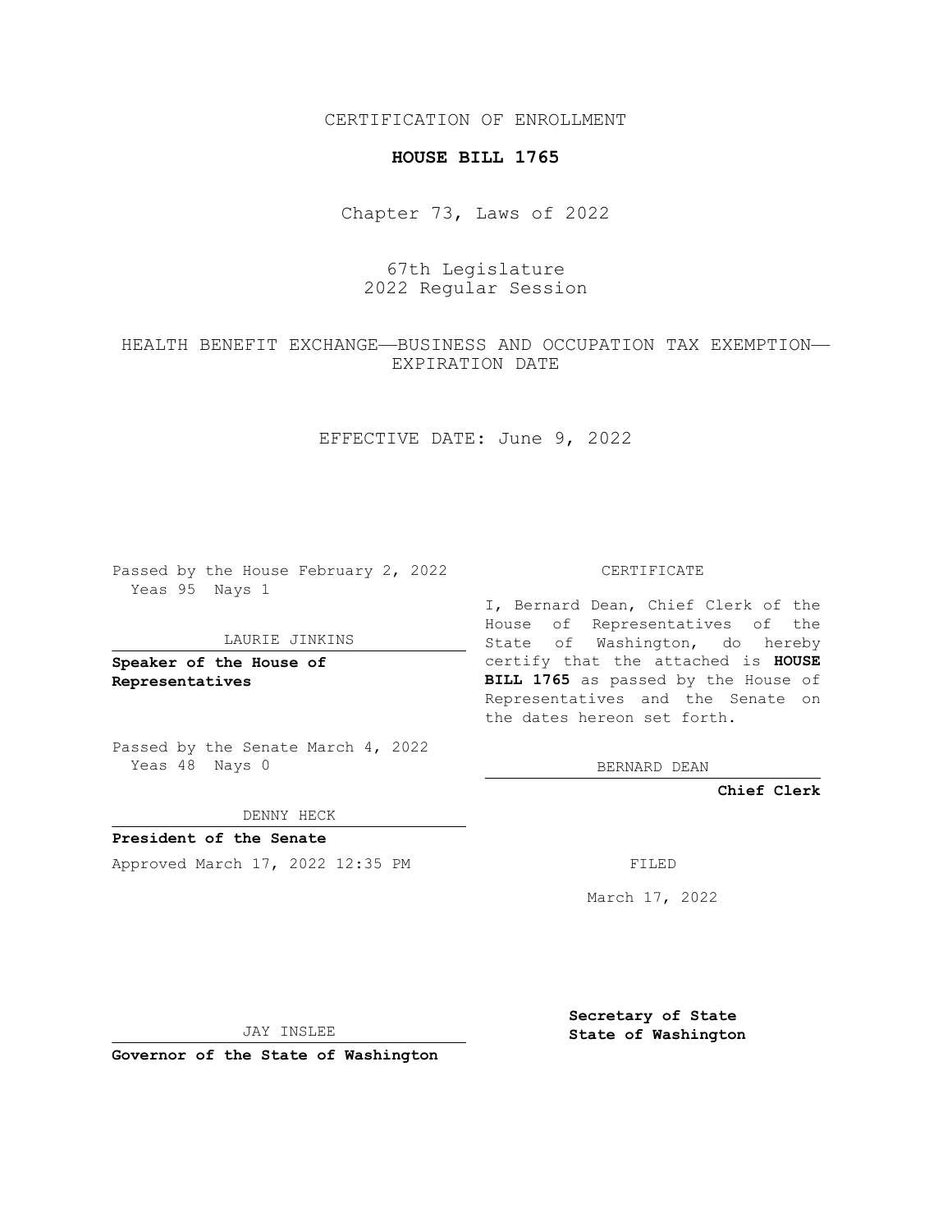CERTIFICATION OF ENROLLMENT

# HOUSE BILL 1765

Chapter 73, Laws of 2022

67th Legislature
2022 Regular Session

HEALTH BENEFIT EXCHANGE—BUSINESS AND OCCUPATION TAX EXEMPTION—EXPIRATION DATE

EFFECTIVE DATE: June 9, 2022

Passed by the House February 2, 2022
Yeas 95 Nays 1

LAURIE JINKINS

**Speaker of the House of Representatives**

Passed by the Senate March 4, 2022
Yeas 48 Nays 0

DENNY HECK

**President of the Senate**

Approved March 17, 2022 12:35 PM

JAY INSLEE

**Governor of the State of Washington**

CERTIFICATE

I, Bernard Dean, Chief Clerk of the House of Representatives of the State of Washington, do hereby certify that the attached is **HOUSE BILL 1765** as passed by the House of Representatives and the Senate on the dates hereon set forth.

BERNARD DEAN

**Chief Clerk**

FILED

March 17, 2022

**Secretary of State**
**State of Washington**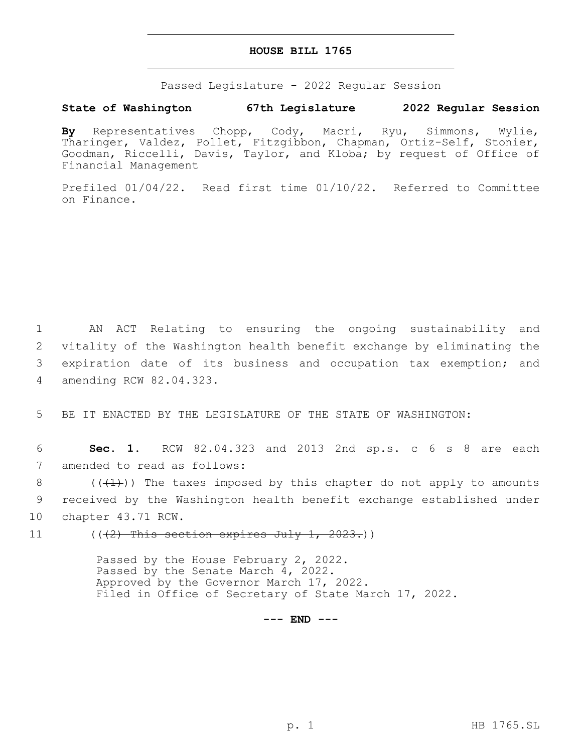# HOUSE BILL 1765

Passed Legislature - 2022 Regular Session

**State of Washington 67th Legislature 2022 Regular Session**

**By** Representatives Chopp, Cody, Macri, Ryu, Simmons, Wylie, Tharinger, Valdez, Pollet, Fitzgibbon, Chapman, Ortiz-Self, Stonier, Goodman, Riccelli, Davis, Taylor, and Kloba; by request of Office of Financial Management

Prefiled 01/04/22. Read first time 01/10/22. Referred to Committee on Finance.

1 AN ACT Relating to ensuring the ongoing sustainability and 2 vitality of the Washington health benefit exchange by eliminating the 3 expiration date of its business and occupation tax exemption; and 4 amending RCW 82.04.323.

5 BE IT ENACTED BY THE LEGISLATURE OF THE STATE OF WASHINGTON:

6 **Sec. 1.** RCW 82.04.323 and 2013 2nd sp.s. c 6 s 8 are each 7 amended to read as follows:

8 ((~~(1)~~)) The taxes imposed by this chapter do not apply to amounts 9 received by the Washington health benefit exchange established under 10 chapter 43.71 RCW.

11 ((~~(2) This section expires July 1, 2023.~~))

Passed by the House February 2, 2022.
Passed by the Senate March 4, 2022.
Approved by the Governor March 17, 2022.
Filed in Office of Secretary of State March 17, 2022.

**--- END ---**